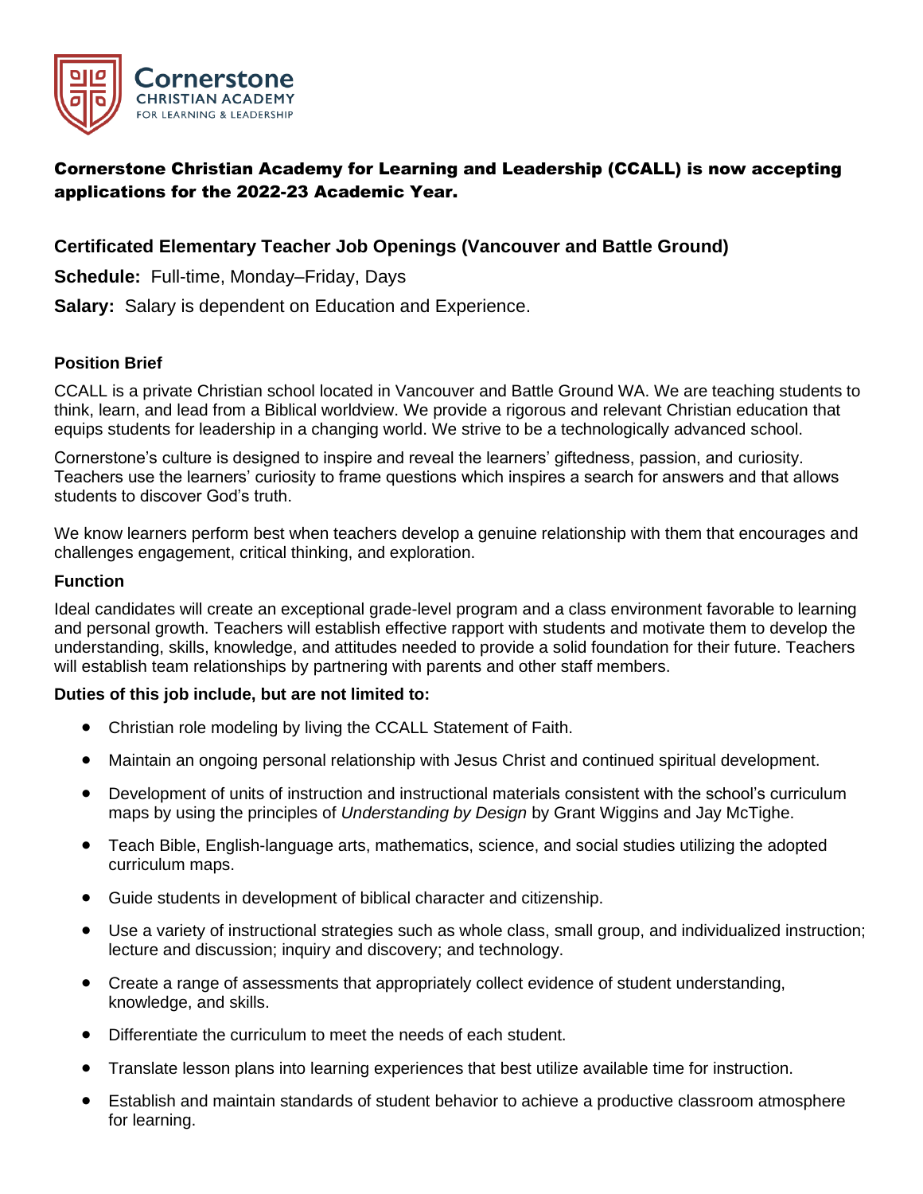Cornerstone
CHRISTIAN ACADEMY
FOR LEARNING & LEADERSHIP

## Cornerstone Christian Academy for Learning and Leadership (CCALL) is now accepting applications for the 2022-23 Academic Year.

### Certificated Elementary Teacher Job Openings (Vancouver and Battle Ground)

**Schedule:** Full-time, Monday–Friday, Days

**Salary:** Salary is dependent on Education and Experience.

#### Position Brief

CCALL is a private Christian school located in Vancouver and Battle Ground WA. We are teaching students to think, learn, and lead from a Biblical worldview. We provide a rigorous and relevant Christian education that equips students for leadership in a changing world. We strive to be a technologically advanced school.

Cornerstone's culture is designed to inspire and reveal the learners' giftedness, passion, and curiosity. Teachers use the learners' curiosity to frame questions which inspires a search for answers and that allows students to discover God's truth.

We know learners perform best when teachers develop a genuine relationship with them that encourages and challenges engagement, critical thinking, and exploration.

#### Function

Ideal candidates will create an exceptional grade-level program and a class environment favorable to learning and personal growth. Teachers will establish effective rapport with students and motivate them to develop the understanding, skills, knowledge, and attitudes needed to provide a solid foundation for their future. Teachers will establish team relationships by partnering with parents and other staff members.

**Duties of this job include, but are not limited to:**

- Christian role modeling by living the CCALL Statement of Faith.
- Maintain an ongoing personal relationship with Jesus Christ and continued spiritual development.
- Development of units of instruction and instructional materials consistent with the school's curriculum maps by using the principles of *Understanding by Design* by Grant Wiggins and Jay McTighe.
- Teach Bible, English-language arts, mathematics, science, and social studies utilizing the adopted curriculum maps.
- Guide students in development of biblical character and citizenship.
- Use a variety of instructional strategies such as whole class, small group, and individualized instruction; lecture and discussion; inquiry and discovery; and technology.
- Create a range of assessments that appropriately collect evidence of student understanding, knowledge, and skills.
- Differentiate the curriculum to meet the needs of each student.
- Translate lesson plans into learning experiences that best utilize available time for instruction.
- Establish and maintain standards of student behavior to achieve a productive classroom atmosphere for learning.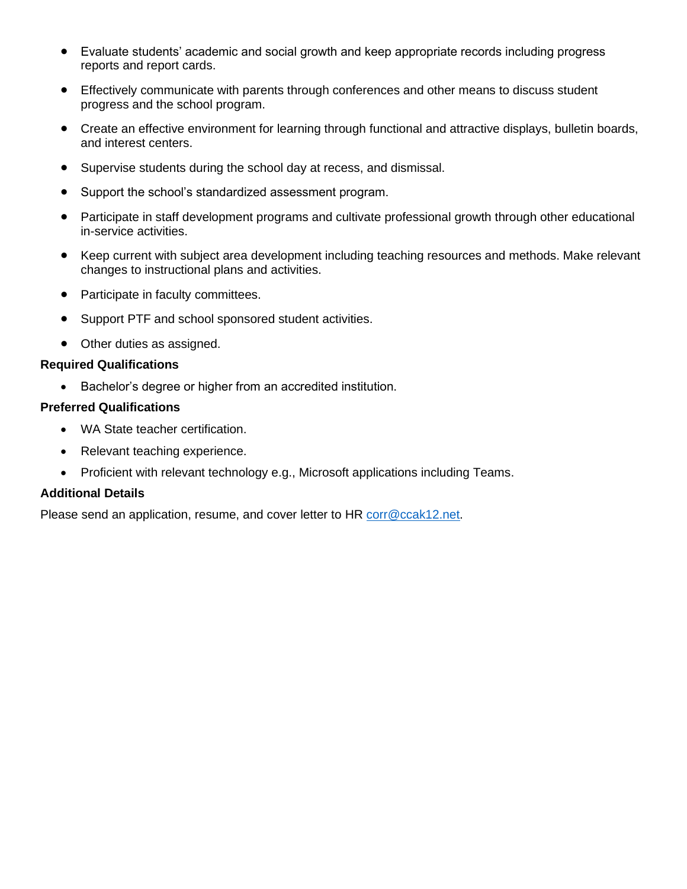- Evaluate students' academic and social growth and keep appropriate records including progress reports and report cards.
- Effectively communicate with parents through conferences and other means to discuss student progress and the school program.
- Create an effective environment for learning through functional and attractive displays, bulletin boards, and interest centers.
- Supervise students during the school day at recess, and dismissal.
- Support the school's standardized assessment program.
- Participate in staff development programs and cultivate professional growth through other educational in-service activities.
- Keep current with subject area development including teaching resources and methods. Make relevant changes to instructional plans and activities.
- Participate in faculty committees.
- Support PTF and school sponsored student activities.
- Other duties as assigned.

**Required Qualifications**

- Bachelor's degree or higher from an accredited institution.

**Preferred Qualifications**

- WA State teacher certification.
- Relevant teaching experience.
- Proficient with relevant technology e.g., Microsoft applications including Teams.

**Additional Details**

Please send an application, resume, and cover letter to HR corr@ccak12.net.